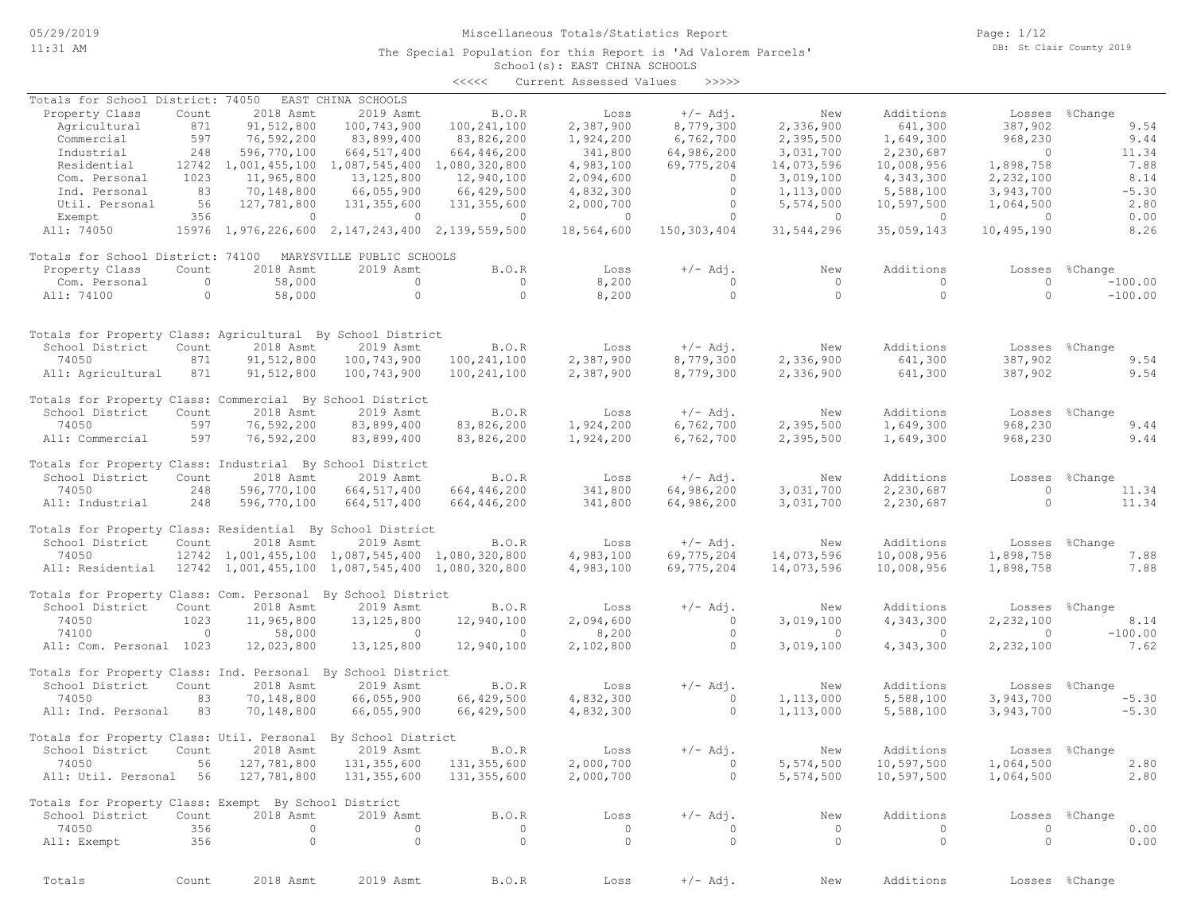05/29/2019
11:31 AM

Miscellaneous Totals/Statistics Report

The Special Population for this Report is 'Ad Valorem Parcels'
School(s): EAST CHINA SCHOOLS

<<<<< Current Assessed Values >>>>>

DB: St Clair County 2019

Totals for School District: 74050 EAST CHINA SCHOOLS

| Property Class | Count | 2018 Asmt | 2019 Asmt | B.O.R | Loss | +/- Adj. | New | Additions | Losses | %Change |
|---|---|---|---|---|---|---|---|---|---|---|
| Agricultural | 871 | 91,512,800 | 100,743,900 | 100,241,100 | 2,387,900 | 8,779,300 | 2,336,900 | 641,300 | 387,902 | 9.54 |
| Commercial | 597 | 76,592,200 | 83,899,400 | 83,826,200 | 1,924,200 | 6,762,700 | 2,395,500 | 1,649,300 | 968,230 | 9.44 |
| Industrial | 248 | 596,770,100 | 664,517,400 | 664,446,200 | 341,800 | 64,986,200 | 3,031,700 | 2,230,687 | 0 | 11.34 |
| Residential | 12742 | 1,001,455,100 | 1,087,545,400 | 1,080,320,800 | 4,983,100 | 69,775,204 | 14,073,596 | 10,008,956 | 1,898,758 | 7.88 |
| Com. Personal | 1023 | 11,965,800 | 13,125,800 | 12,940,100 | 2,094,600 | 0 | 3,019,100 | 4,343,300 | 2,232,100 | 8.14 |
| Ind. Personal | 83 | 70,148,800 | 66,055,900 | 66,429,500 | 4,832,300 | 0 | 1,113,000 | 5,588,100 | 3,943,700 | -5.30 |
| Util. Personal | 56 | 127,781,800 | 131,355,600 | 131,355,600 | 2,000,700 | 0 | 5,574,500 | 10,597,500 | 1,064,500 | 2.80 |
| Exempt | 356 | 0 | 0 | 0 | 0 | 0 | 0 | 0 | 0 | 0.00 |
| All: 74050 | 15976 | 1,976,226,600 | 2,147,243,400 | 2,139,559,500 | 18,564,600 | 150,303,404 | 31,544,296 | 35,059,143 | 10,495,190 | 8.26 |

Totals for School District: 74100 MARYSVILLE PUBLIC SCHOOLS

| Property Class | Count | 2018 Asmt | 2019 Asmt | B.O.R | Loss | +/- Adj. | New | Additions | Losses | %Change |
|---|---|---|---|---|---|---|---|---|---|---|
| Com. Personal | 0 | 58,000 | 0 | 0 | 8,200 | 0 | 0 | 0 | 0 | -100.00 |
| All: 74100 | 0 | 58,000 | 0 | 0 | 8,200 | 0 | 0 | 0 | 0 | -100.00 |

Totals for Property Class: Agricultural By School District

| School District | Count | 2018 Asmt | 2019 Asmt | B.O.R | Loss | +/- Adj. | New | Additions | Losses | %Change |
|---|---|---|---|---|---|---|---|---|---|---|
| 74050 | 871 | 91,512,800 | 100,743,900 | 100,241,100 | 2,387,900 | 8,779,300 | 2,336,900 | 641,300 | 387,902 | 9.54 |
| All: Agricultural | 871 | 91,512,800 | 100,743,900 | 100,241,100 | 2,387,900 | 8,779,300 | 2,336,900 | 641,300 | 387,902 | 9.54 |

Totals for Property Class: Commercial By School District

| School District | Count | 2018 Asmt | 2019 Asmt | B.O.R | Loss | +/- Adj. | New | Additions | Losses | %Change |
|---|---|---|---|---|---|---|---|---|---|---|
| 74050 | 597 | 76,592,200 | 83,899,400 | 83,826,200 | 1,924,200 | 6,762,700 | 2,395,500 | 1,649,300 | 968,230 | 9.44 |
| All: Commercial | 597 | 76,592,200 | 83,899,400 | 83,826,200 | 1,924,200 | 6,762,700 | 2,395,500 | 1,649,300 | 968,230 | 9.44 |

Totals for Property Class: Industrial By School District

| School District | Count | 2018 Asmt | 2019 Asmt | B.O.R | Loss | +/- Adj. | New | Additions | Losses | %Change |
|---|---|---|---|---|---|---|---|---|---|---|
| 74050 | 248 | 596,770,100 | 664,517,400 | 664,446,200 | 341,800 | 64,986,200 | 3,031,700 | 2,230,687 | 0 | 11.34 |
| All: Industrial | 248 | 596,770,100 | 664,517,400 | 664,446,200 | 341,800 | 64,986,200 | 3,031,700 | 2,230,687 | 0 | 11.34 |

Totals for Property Class: Residential By School District

| School District | Count | 2018 Asmt | 2019 Asmt | B.O.R | Loss | +/- Adj. | New | Additions | Losses | %Change |
|---|---|---|---|---|---|---|---|---|---|---|
| 74050 | 12742 | 1,001,455,100 | 1,087,545,400 | 1,080,320,800 | 4,983,100 | 69,775,204 | 14,073,596 | 10,008,956 | 1,898,758 | 7.88 |
| All: Residential | 12742 | 1,001,455,100 | 1,087,545,400 | 1,080,320,800 | 4,983,100 | 69,775,204 | 14,073,596 | 10,008,956 | 1,898,758 | 7.88 |

Totals for Property Class: Com. Personal By School District

| School District | Count | 2018 Asmt | 2019 Asmt | B.O.R | Loss | +/- Adj. | New | Additions | Losses | %Change |
|---|---|---|---|---|---|---|---|---|---|---|
| 74050 | 1023 | 11,965,800 | 13,125,800 | 12,940,100 | 2,094,600 | 0 | 3,019,100 | 4,343,300 | 2,232,100 | 8.14 |
| 74100 | 0 | 58,000 | 0 | 0 | 8,200 | 0 | 0 | 0 | 0 | -100.00 |
| All: Com. Personal | 1023 | 12,023,800 | 13,125,800 | 12,940,100 | 2,102,800 | 0 | 3,019,100 | 4,343,300 | 2,232,100 | 7.62 |

Totals for Property Class: Ind. Personal By School District

| School District | Count | 2018 Asmt | 2019 Asmt | B.O.R | Loss | +/- Adj. | New | Additions | Losses | %Change |
|---|---|---|---|---|---|---|---|---|---|---|
| 74050 | 83 | 70,148,800 | 66,055,900 | 66,429,500 | 4,832,300 | 0 | 1,113,000 | 5,588,100 | 3,943,700 | -5.30 |
| All: Ind. Personal | 83 | 70,148,800 | 66,055,900 | 66,429,500 | 4,832,300 | 0 | 1,113,000 | 5,588,100 | 3,943,700 | -5.30 |

Totals for Property Class: Util. Personal By School District

| School District | Count | 2018 Asmt | 2019 Asmt | B.O.R | Loss | +/- Adj. | New | Additions | Losses | %Change |
|---|---|---|---|---|---|---|---|---|---|---|
| 74050 | 56 | 127,781,800 | 131,355,600 | 131,355,600 | 2,000,700 | 0 | 5,574,500 | 10,597,500 | 1,064,500 | 2.80 |
| All: Util. Personal | 56 | 127,781,800 | 131,355,600 | 131,355,600 | 2,000,700 | 0 | 5,574,500 | 10,597,500 | 1,064,500 | 2.80 |

Totals for Property Class: Exempt By School District

| School District | Count | 2018 Asmt | 2019 Asmt | B.O.R | Loss | +/- Adj. | New | Additions | Losses | %Change |
|---|---|---|---|---|---|---|---|---|---|---|
| 74050 | 356 | 0 | 0 | 0 | 0 | 0 | 0 | 0 | 0 | 0.00 |
| All: Exempt | 356 | 0 | 0 | 0 | 0 | 0 | 0 | 0 | 0 | 0.00 |

| Totals | Count | 2018 Asmt | 2019 Asmt | B.O.R | Loss | +/- Adj. | New | Additions | Losses | %Change |
|---|---|---|---|---|---|---|---|---|---|---|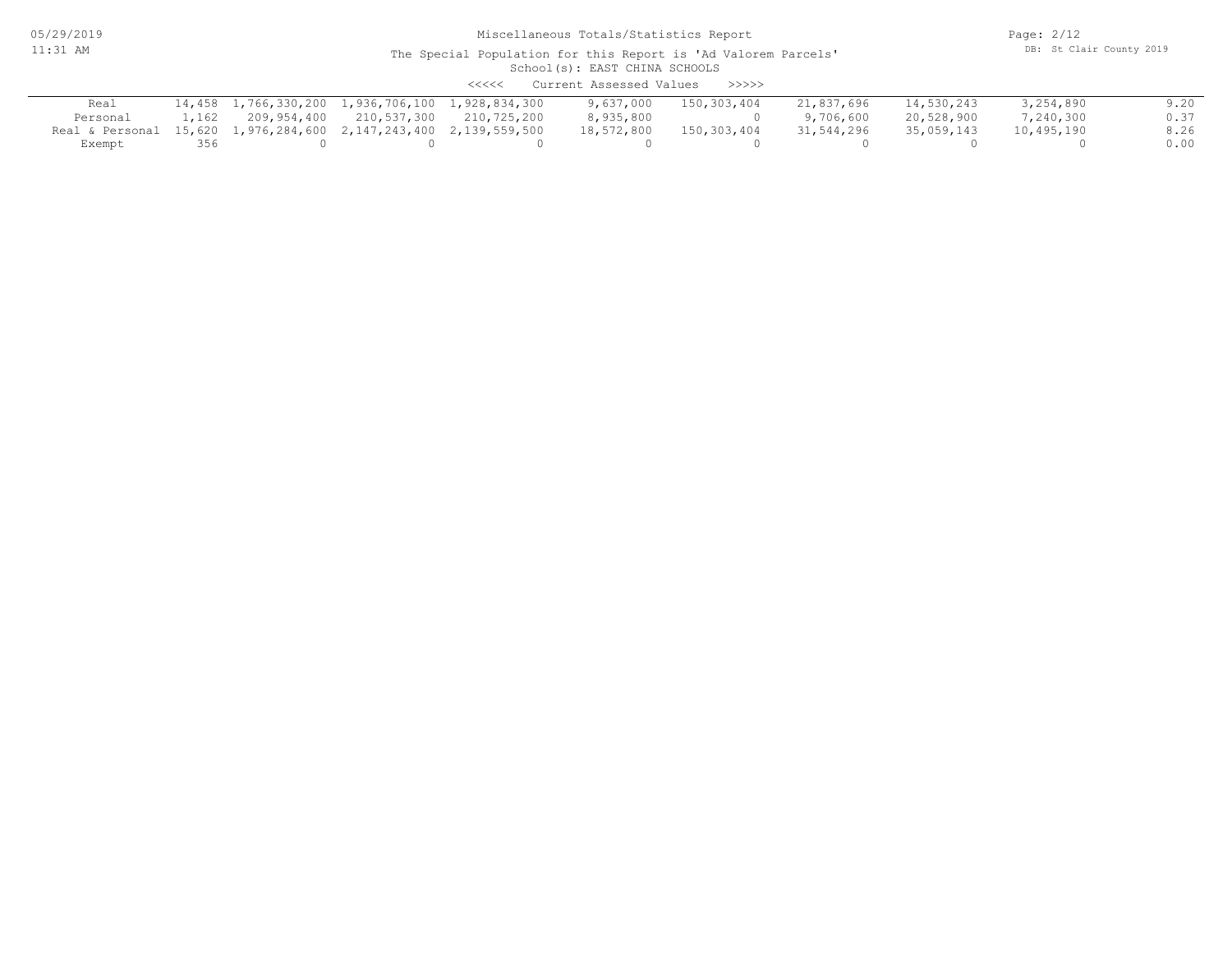Miscellaneous Totals/Statistics Report

The Special Population for this Report is 'Ad Valorem Parcels'

School(s): EAST CHINA SCHOOLS

<<<<< Current Assessed Values >>>>>

| | | | | | | | | | | |
|---|---|---|---|---|---|---|---|---|---|---|
| Real | 14,458 | 1,766,330,200 | 1,936,706,100 | 1,928,834,300 | 9,637,000 | 150,303,404 | 21,837,696 | 14,530,243 | 3,254,890 | 9.20 |
| Personal | 1,162 | 209,954,400 | 210,537,300 | 210,725,200 | 8,935,800 | 0 | 9,706,600 | 20,528,900 | 7,240,300 | 0.37 |
| Real & Personal | 15,620 | 1,976,284,600 | 2,147,243,400 | 2,139,559,500 | 18,572,800 | 150,303,404 | 31,544,296 | 35,059,143 | 10,495,190 | 8.26 |
| Exempt | 356 | 0 | 0 | 0 | 0 | 0 | 0 | 0 | 0 | 0.00 |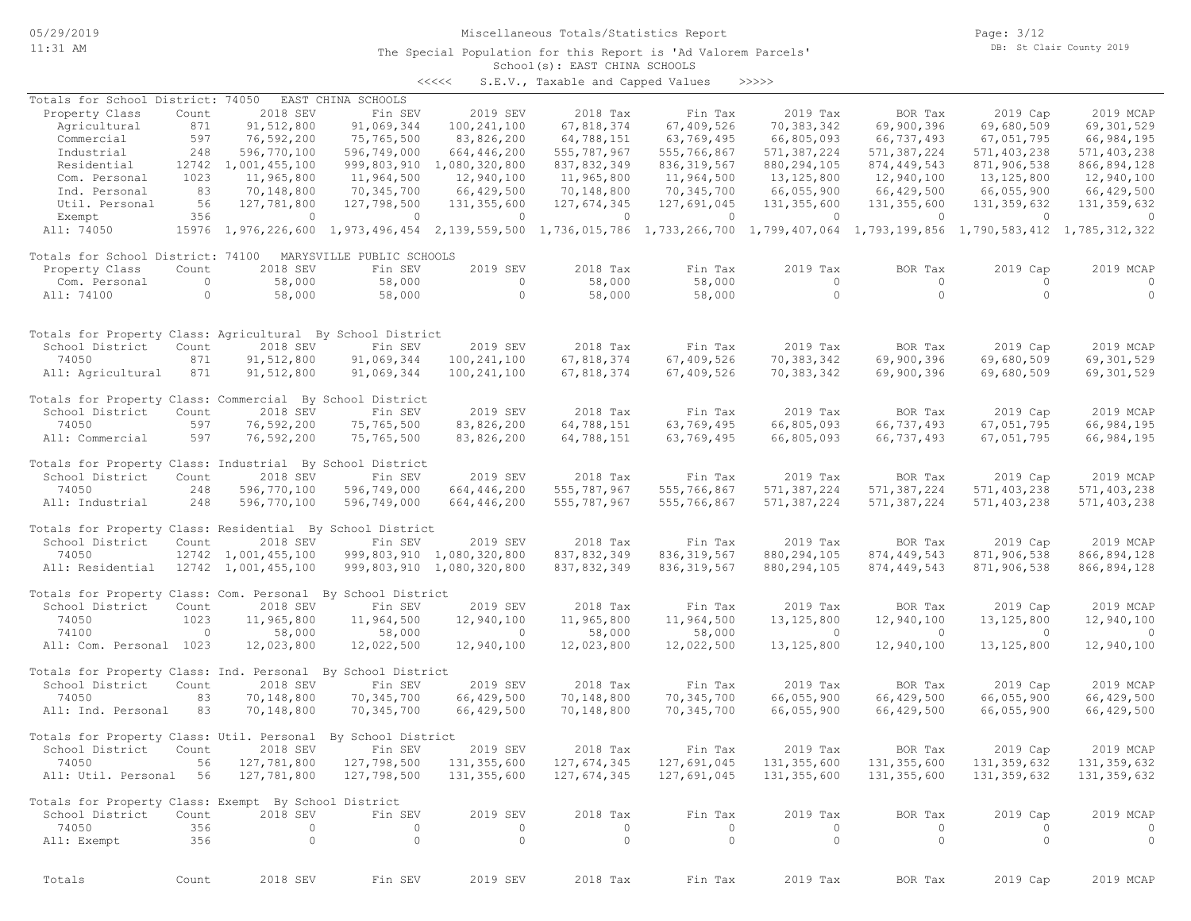Miscellaneous Totals/Statistics Report

The Special Population for this Report is 'Ad Valorem Parcels'

School(s): EAST CHINA SCHOOLS

<<<<< S.E.V., Taxable and Capped Values >>>>>

### Totals for School District: 74050 EAST CHINA SCHOOLS

| Property Class | Count | 2018 SEV | Fin SEV | 2019 SEV | 2018 Tax | Fin Tax | 2019 Tax | BOR Tax | 2019 Cap | 2019 MCAP |
|---|---|---|---|---|---|---|---|---|---|---|
| Agricultural | 871 | 91,512,800 | 91,069,344 | 100,241,100 | 67,818,374 | 67,409,526 | 70,383,342 | 69,900,396 | 69,680,509 | 69,301,529 |
| Commercial | 597 | 76,592,200 | 75,765,500 | 83,826,200 | 64,788,151 | 63,769,495 | 66,805,093 | 66,737,493 | 67,051,795 | 66,984,195 |
| Industrial | 248 | 596,770,100 | 596,749,000 | 664,446,200 | 555,787,967 | 555,766,867 | 571,387,224 | 571,387,224 | 571,403,238 | 571,403,238 |
| Residential | 12742 | 1,001,455,100 | 999,803,910 | 1,080,320,800 | 837,832,349 | 836,319,567 | 880,294,105 | 874,449,543 | 871,906,538 | 866,894,128 |
| Com. Personal | 1023 | 11,965,800 | 11,964,500 | 12,940,100 | 11,965,800 | 11,964,500 | 13,125,800 | 12,940,100 | 13,125,800 | 12,940,100 |
| Ind. Personal | 83 | 70,148,800 | 70,345,700 | 66,429,500 | 70,148,800 | 70,345,700 | 66,055,900 | 66,429,500 | 66,055,900 | 66,429,500 |
| Util. Personal | 56 | 127,781,800 | 127,798,500 | 131,355,600 | 127,674,345 | 127,691,045 | 131,355,600 | 131,355,600 | 131,359,632 | 131,359,632 |
| Exempt | 356 | 0 | 0 | 0 | 0 | 0 | 0 | 0 | 0 | 0 |
| All: 74050 | 15976 | 1,976,226,600 | 1,973,496,454 | 2,139,559,500 | 1,736,015,786 | 1,733,266,700 | 1,799,407,064 | 1,793,199,856 | 1,790,583,412 | 1,785,312,322 |

### Totals for School District: 74100 MARYSVILLE PUBLIC SCHOOLS

| Property Class | Count | 2018 SEV | Fin SEV | 2019 SEV | 2018 Tax | Fin Tax | 2019 Tax | BOR Tax | 2019 Cap | 2019 MCAP |
|---|---|---|---|---|---|---|---|---|---|---|
| Com. Personal | 0 | 58,000 | 58,000 | 0 | 58,000 | 58,000 | 0 | 0 | 0 | 0 |
| All: 74100 | 0 | 58,000 | 58,000 | 0 | 58,000 | 58,000 | 0 | 0 | 0 | 0 |

### Totals for Property Class: Agricultural By School District

| School District | Count | 2018 SEV | Fin SEV | 2019 SEV | 2018 Tax | Fin Tax | 2019 Tax | BOR Tax | 2019 Cap | 2019 MCAP |
|---|---|---|---|---|---|---|---|---|---|---|
| 74050 | 871 | 91,512,800 | 91,069,344 | 100,241,100 | 67,818,374 | 67,409,526 | 70,383,342 | 69,900,396 | 69,680,509 | 69,301,529 |
| All: Agricultural | 871 | 91,512,800 | 91,069,344 | 100,241,100 | 67,818,374 | 67,409,526 | 70,383,342 | 69,900,396 | 69,680,509 | 69,301,529 |

### Totals for Property Class: Commercial By School District

| School District | Count | 2018 SEV | Fin SEV | 2019 SEV | 2018 Tax | Fin Tax | 2019 Tax | BOR Tax | 2019 Cap | 2019 MCAP |
|---|---|---|---|---|---|---|---|---|---|---|
| 74050 | 597 | 76,592,200 | 75,765,500 | 83,826,200 | 64,788,151 | 63,769,495 | 66,805,093 | 66,737,493 | 67,051,795 | 66,984,195 |
| All: Commercial | 597 | 76,592,200 | 75,765,500 | 83,826,200 | 64,788,151 | 63,769,495 | 66,805,093 | 66,737,493 | 67,051,795 | 66,984,195 |

### Totals for Property Class: Industrial By School District

| School District | Count | 2018 SEV | Fin SEV | 2019 SEV | 2018 Tax | Fin Tax | 2019 Tax | BOR Tax | 2019 Cap | 2019 MCAP |
|---|---|---|---|---|---|---|---|---|---|---|
| 74050 | 248 | 596,770,100 | 596,749,000 | 664,446,200 | 555,787,967 | 555,766,867 | 571,387,224 | 571,387,224 | 571,403,238 | 571,403,238 |
| All: Industrial | 248 | 596,770,100 | 596,749,000 | 664,446,200 | 555,787,967 | 555,766,867 | 571,387,224 | 571,387,224 | 571,403,238 | 571,403,238 |

### Totals for Property Class: Residential By School District

| School District | Count | 2018 SEV | Fin SEV | 2019 SEV | 2018 Tax | Fin Tax | 2019 Tax | BOR Tax | 2019 Cap | 2019 MCAP |
|---|---|---|---|---|---|---|---|---|---|---|
| 74050 | 12742 | 1,001,455,100 | 999,803,910 | 1,080,320,800 | 837,832,349 | 836,319,567 | 880,294,105 | 874,449,543 | 871,906,538 | 866,894,128 |
| All: Residential | 12742 | 1,001,455,100 | 999,803,910 | 1,080,320,800 | 837,832,349 | 836,319,567 | 880,294,105 | 874,449,543 | 871,906,538 | 866,894,128 |

### Totals for Property Class: Com. Personal By School District

| School District | Count | 2018 SEV | Fin SEV | 2019 SEV | 2018 Tax | Fin Tax | 2019 Tax | BOR Tax | 2019 Cap | 2019 MCAP |
|---|---|---|---|---|---|---|---|---|---|---|
| 74050 | 1023 | 11,965,800 | 11,964,500 | 12,940,100 | 11,965,800 | 11,964,500 | 13,125,800 | 12,940,100 | 13,125,800 | 12,940,100 |
| 74100 | 0 | 58,000 | 58,000 | 0 | 58,000 | 58,000 | 0 | 0 | 0 | 0 |
| All: Com. Personal | 1023 | 12,023,800 | 12,022,500 | 12,940,100 | 12,023,800 | 12,022,500 | 13,125,800 | 12,940,100 | 13,125,800 | 12,940,100 |

### Totals for Property Class: Ind. Personal By School District

| School District | Count | 2018 SEV | Fin SEV | 2019 SEV | 2018 Tax | Fin Tax | 2019 Tax | BOR Tax | 2019 Cap | 2019 MCAP |
|---|---|---|---|---|---|---|---|---|---|---|
| 74050 | 83 | 70,148,800 | 70,345,700 | 66,429,500 | 70,148,800 | 70,345,700 | 66,055,900 | 66,429,500 | 66,055,900 | 66,429,500 |
| All: Ind. Personal | 83 | 70,148,800 | 70,345,700 | 66,429,500 | 70,148,800 | 70,345,700 | 66,055,900 | 66,429,500 | 66,055,900 | 66,429,500 |

### Totals for Property Class: Util. Personal By School District

| School District | Count | 2018 SEV | Fin SEV | 2019 SEV | 2018 Tax | Fin Tax | 2019 Tax | BOR Tax | 2019 Cap | 2019 MCAP |
|---|---|---|---|---|---|---|---|---|---|---|
| 74050 | 56 | 127,781,800 | 127,798,500 | 131,355,600 | 127,674,345 | 127,691,045 | 131,355,600 | 131,355,600 | 131,359,632 | 131,359,632 |
| All: Util. Personal | 56 | 127,781,800 | 127,798,500 | 131,355,600 | 127,674,345 | 127,691,045 | 131,355,600 | 131,355,600 | 131,359,632 | 131,359,632 |

### Totals for Property Class: Exempt By School District

| School District | Count | 2018 SEV | Fin SEV | 2019 SEV | 2018 Tax | Fin Tax | 2019 Tax | BOR Tax | 2019 Cap | 2019 MCAP |
|---|---|---|---|---|---|---|---|---|---|---|
| 74050 | 356 | 0 | 0 | 0 | 0 | 0 | 0 | 0 | 0 | 0 |
| All: Exempt | 356 | 0 | 0 | 0 | 0 | 0 | 0 | 0 | 0 | 0 |

| Totals | Count | 2018 SEV | Fin SEV | 2019 SEV | 2018 Tax | Fin Tax | 2019 Tax | BOR Tax | 2019 Cap | 2019 MCAP |
|---|---|---|---|---|---|---|---|---|---|---|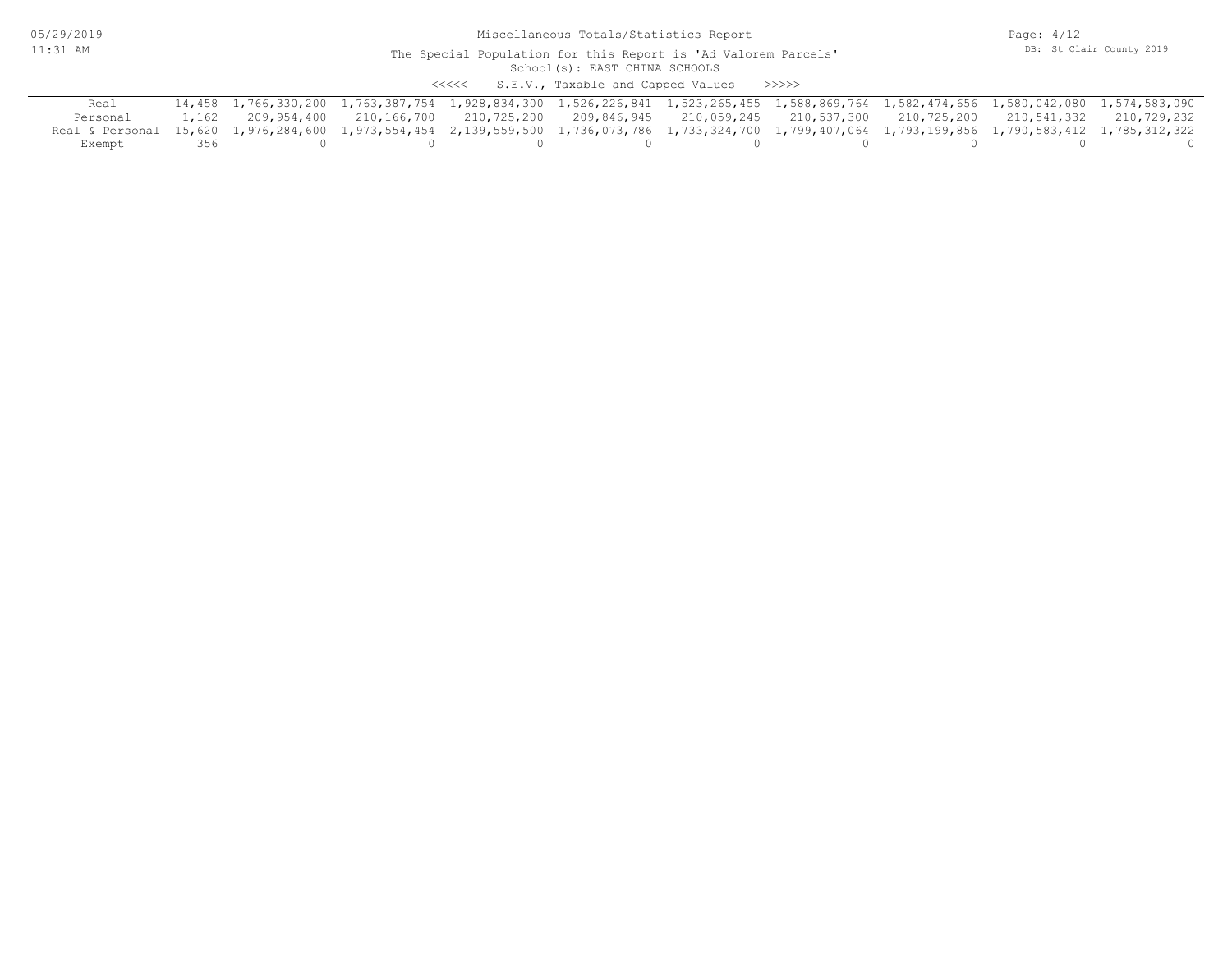Miscellaneous Totals/Statistics Report

The Special Population for this Report is 'Ad Valorem Parcels'

School(s): EAST CHINA SCHOOLS

<<<<< S.E.V., Taxable and Capped Values >>>>>

| | | | | | | | | | | |
|---|---|---|---|---|---|---|---|---|---|---|
| Real | 14,458 | 1,766,330,200 | 1,763,387,754 | 1,928,834,300 | 1,526,226,841 | 1,523,265,455 | 1,588,869,764 | 1,582,474,656 | 1,580,042,080 | 1,574,583,090 |
| Personal | 1,162 | 209,954,400 | 210,166,700 | 210,725,200 | 209,846,945 | 210,059,245 | 210,537,300 | 210,725,200 | 210,541,332 | 210,729,232 |
| Real & Personal | 15,620 | 1,976,284,600 | 1,973,554,454 | 2,139,559,500 | 1,736,073,786 | 1,733,324,700 | 1,799,407,064 | 1,793,199,856 | 1,790,583,412 | 1,785,312,322 |
| Exempt | 356 | 0 | 0 | 0 | 0 | 0 | 0 | 0 | 0 | 0 |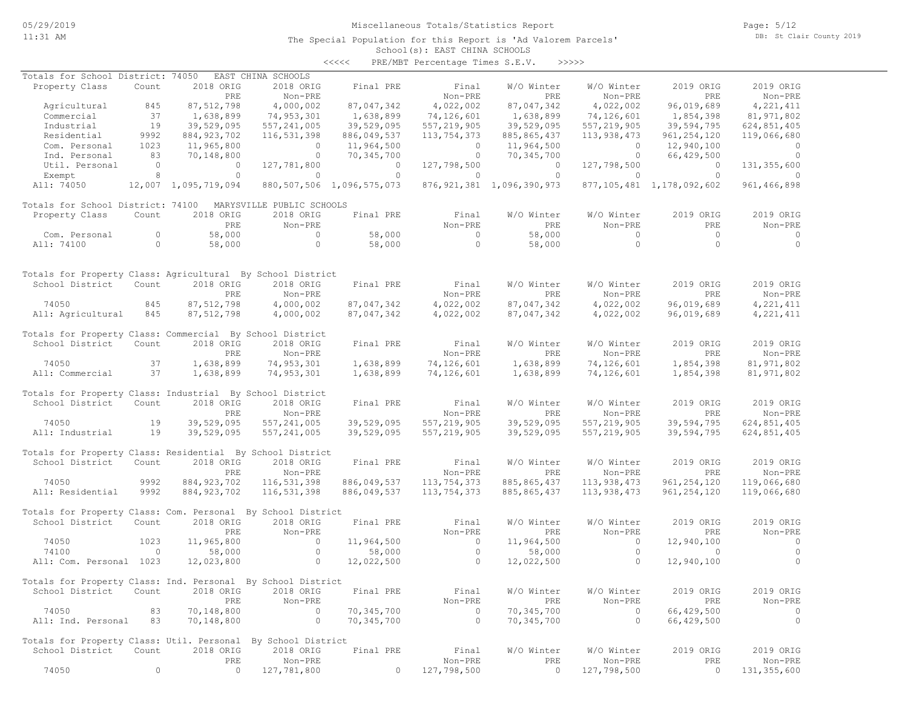Miscellaneous Totals/Statistics Report

The Special Population for this Report is 'Ad Valorem Parcels'

School(s): EAST CHINA SCHOOLS

<<<<< PRE/MBT Percentage Times S.E.V. >>>>>

05/29/2019 11:31 AM — DB: St Clair County 2019

## Totals for School District: 74050 EAST CHINA SCHOOLS

| Property Class | Count | 2018 ORIG PRE | 2018 ORIG Non-PRE | Final PRE | Final Non-PRE | W/O Winter PRE | W/O Winter Non-PRE | 2019 ORIG PRE | 2019 ORIG Non-PRE |
|---|---|---|---|---|---|---|---|---|---|
| Agricultural | 845 | 87,512,798 | 4,000,002 | 87,047,342 | 4,022,002 | 87,047,342 | 4,022,002 | 96,019,689 | 4,221,411 |
| Commercial | 37 | 1,638,899 | 74,953,301 | 1,638,899 | 74,126,601 | 1,638,899 | 74,126,601 | 1,854,398 | 81,971,802 |
| Industrial | 19 | 39,529,095 | 557,241,005 | 39,529,095 | 557,219,905 | 39,529,095 | 557,219,905 | 39,594,795 | 624,851,405 |
| Residential | 9992 | 884,923,702 | 116,531,398 | 886,049,537 | 113,754,373 | 885,865,437 | 113,938,473 | 961,254,120 | 119,066,680 |
| Com. Personal | 1023 | 11,965,800 | 0 | 11,964,500 | 0 | 11,964,500 | 0 | 12,940,100 | 0 |
| Ind. Personal | 83 | 70,148,800 | 0 | 70,345,700 | 0 | 70,345,700 | 0 | 66,429,500 | 0 |
| Util. Personal | 0 | 0 | 127,781,800 | 0 | 127,798,500 | 0 | 127,798,500 | 0 | 131,355,600 |
| Exempt | 8 | 0 | 0 | 0 | 0 | 0 | 0 | 0 | 0 |
| All: 74050 | 12,007 | 1,095,719,094 | 880,507,506 | 1,096,575,073 | 876,921,381 | 1,096,390,973 | 877,105,481 | 1,178,092,602 | 961,466,898 |

## Totals for School District: 74100 MARYSVILLE PUBLIC SCHOOLS

| Property Class | Count | 2018 ORIG PRE | 2018 ORIG Non-PRE | Final PRE | Final Non-PRE | W/O Winter PRE | W/O Winter Non-PRE | 2019 ORIG PRE | 2019 ORIG Non-PRE |
|---|---|---|---|---|---|---|---|---|---|
| Com. Personal | 0 | 58,000 | 0 | 58,000 | 0 | 58,000 | 0 | 0 | 0 |
| All: 74100 | 0 | 58,000 | 0 | 58,000 | 0 | 58,000 | 0 | 0 | 0 |

## Totals for Property Class: Agricultural By School District

| School District | Count | 2018 ORIG PRE | 2018 ORIG Non-PRE | Final PRE | Final Non-PRE | W/O Winter PRE | W/O Winter Non-PRE | 2019 ORIG PRE | 2019 ORIG Non-PRE |
|---|---|---|---|---|---|---|---|---|---|
| 74050 | 845 | 87,512,798 | 4,000,002 | 87,047,342 | 4,022,002 | 87,047,342 | 4,022,002 | 96,019,689 | 4,221,411 |
| All: Agricultural | 845 | 87,512,798 | 4,000,002 | 87,047,342 | 4,022,002 | 87,047,342 | 4,022,002 | 96,019,689 | 4,221,411 |

## Totals for Property Class: Commercial By School District

| School District | Count | 2018 ORIG PRE | 2018 ORIG Non-PRE | Final PRE | Final Non-PRE | W/O Winter PRE | W/O Winter Non-PRE | 2019 ORIG PRE | 2019 ORIG Non-PRE |
|---|---|---|---|---|---|---|---|---|---|
| 74050 | 37 | 1,638,899 | 74,953,301 | 1,638,899 | 74,126,601 | 1,638,899 | 74,126,601 | 1,854,398 | 81,971,802 |
| All: Commercial | 37 | 1,638,899 | 74,953,301 | 1,638,899 | 74,126,601 | 1,638,899 | 74,126,601 | 1,854,398 | 81,971,802 |

## Totals for Property Class: Industrial By School District

| School District | Count | 2018 ORIG PRE | 2018 ORIG Non-PRE | Final PRE | Final Non-PRE | W/O Winter PRE | W/O Winter Non-PRE | 2019 ORIG PRE | 2019 ORIG Non-PRE |
|---|---|---|---|---|---|---|---|---|---|
| 74050 | 19 | 39,529,095 | 557,241,005 | 39,529,095 | 557,219,905 | 39,529,095 | 557,219,905 | 39,594,795 | 624,851,405 |
| All: Industrial | 19 | 39,529,095 | 557,241,005 | 39,529,095 | 557,219,905 | 39,529,095 | 557,219,905 | 39,594,795 | 624,851,405 |

## Totals for Property Class: Residential By School District

| School District | Count | 2018 ORIG PRE | 2018 ORIG Non-PRE | Final PRE | Final Non-PRE | W/O Winter PRE | W/O Winter Non-PRE | 2019 ORIG PRE | 2019 ORIG Non-PRE |
|---|---|---|---|---|---|---|---|---|---|
| 74050 | 9992 | 884,923,702 | 116,531,398 | 886,049,537 | 113,754,373 | 885,865,437 | 113,938,473 | 961,254,120 | 119,066,680 |
| All: Residential | 9992 | 884,923,702 | 116,531,398 | 886,049,537 | 113,754,373 | 885,865,437 | 113,938,473 | 961,254,120 | 119,066,680 |

## Totals for Property Class: Com. Personal By School District

| School District | Count | 2018 ORIG PRE | 2018 ORIG Non-PRE | Final PRE | Final Non-PRE | W/O Winter PRE | W/O Winter Non-PRE | 2019 ORIG PRE | 2019 ORIG Non-PRE |
|---|---|---|---|---|---|---|---|---|---|
| 74050 | 1023 | 11,965,800 | 0 | 11,964,500 | 0 | 11,964,500 | 0 | 12,940,100 | 0 |
| 74100 | 0 | 58,000 | 0 | 58,000 | 0 | 58,000 | 0 | 0 | 0 |
| All: Com. Personal | 1023 | 12,023,800 | 0 | 12,022,500 | 0 | 12,022,500 | 0 | 12,940,100 | 0 |

## Totals for Property Class: Ind. Personal By School District

| School District | Count | 2018 ORIG PRE | 2018 ORIG Non-PRE | Final PRE | Final Non-PRE | W/O Winter PRE | W/O Winter Non-PRE | 2019 ORIG PRE | 2019 ORIG Non-PRE |
|---|---|---|---|---|---|---|---|---|---|
| 74050 | 83 | 70,148,800 | 0 | 70,345,700 | 0 | 70,345,700 | 0 | 66,429,500 | 0 |
| All: Ind. Personal | 83 | 70,148,800 | 0 | 70,345,700 | 0 | 70,345,700 | 0 | 66,429,500 | 0 |

## Totals for Property Class: Util. Personal By School District

| School District | Count | 2018 ORIG PRE | 2018 ORIG Non-PRE | Final PRE | Final Non-PRE | W/O Winter PRE | W/O Winter Non-PRE | 2019 ORIG PRE | 2019 ORIG Non-PRE |
|---|---|---|---|---|---|---|---|---|---|
| 74050 | 0 | 0 | 127,781,800 | 0 | 127,798,500 | 0 | 127,798,500 | 0 | 131,355,600 |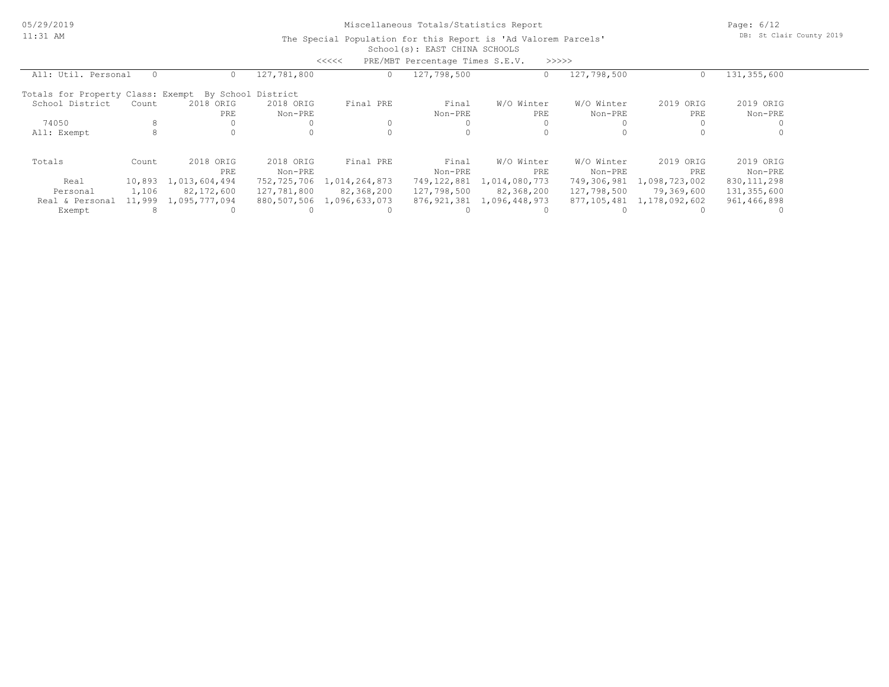Miscellaneous Totals/Statistics Report

The Special Population for this Report is 'Ad Valorem Parcels'

School(s): EAST CHINA SCHOOLS

<<<<< PRE/MBT Percentage Times S.E.V. >>>>>

| All: Util. Personal | 0 | 0 | 127,781,800 | 0 | 127,798,500 | 0 | 127,798,500 | 0 | 131,355,600 |
|---|---|---|---|---|---|---|---|---|---|

Totals for Property Class: Exempt By School District

| School District | Count | 2018 ORIG PRE | 2018 ORIG Non-PRE | Final PRE | Final Non-PRE | W/O Winter PRE | W/O Winter Non-PRE | 2019 ORIG PRE | 2019 ORIG Non-PRE |
|---|---|---|---|---|---|---|---|---|---|
| 74050 | 8 | 0 | 0 | 0 | 0 | 0 | 0 | 0 | 0 |
| All: Exempt | 8 | 0 | 0 | 0 | 0 | 0 | 0 | 0 | 0 |

| Totals | Count | 2018 ORIG PRE | 2018 ORIG Non-PRE | Final PRE | Final Non-PRE | W/O Winter PRE | W/O Winter Non-PRE | 2019 ORIG PRE | 2019 ORIG Non-PRE |
|---|---|---|---|---|---|---|---|---|---|
| Real | 10,893 | 1,013,604,494 | 752,725,706 | 1,014,264,873 | 749,122,881 | 1,014,080,773 | 749,306,981 | 1,098,723,002 | 830,111,298 |
| Personal | 1,106 | 82,172,600 | 127,781,800 | 82,368,200 | 127,798,500 | 82,368,200 | 127,798,500 | 79,369,600 | 131,355,600 |
| Real & Personal | 11,999 | 1,095,777,094 | 880,507,506 | 1,096,633,073 | 876,921,381 | 1,096,448,973 | 877,105,481 | 1,178,092,602 | 961,466,898 |
| Exempt | 8 | 0 | 0 | 0 | 0 | 0 | 0 | 0 | 0 |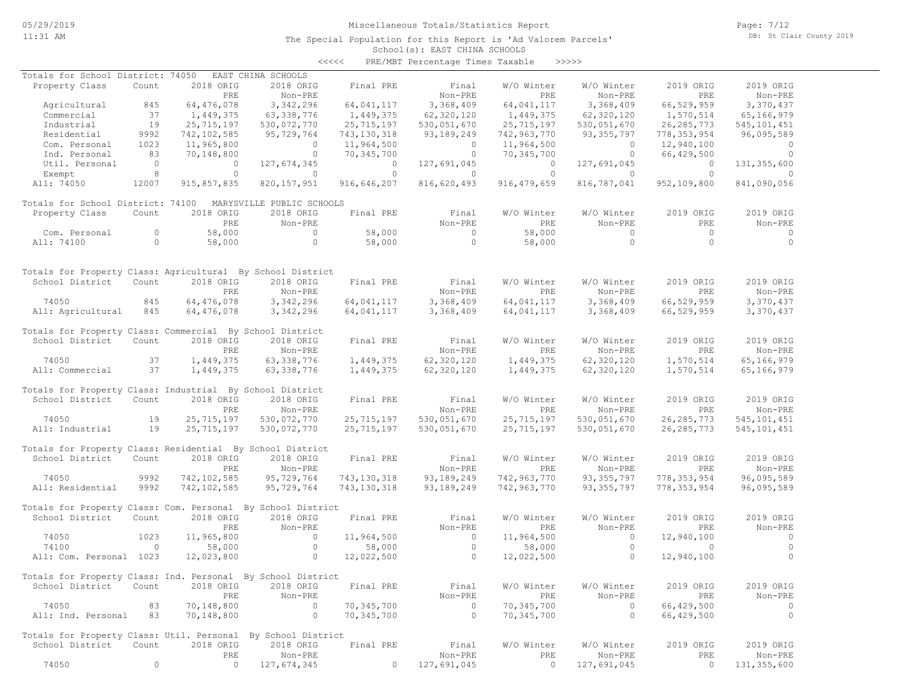Miscellaneous Totals/Statistics Report

The Special Population for this Report is 'Ad Valorem Parcels'

School(s): EAST CHINA SCHOOLS

<<<<< PRE/MBT Percentage Times Taxable >>>>>

Totals for School District: 74050 EAST CHINA SCHOOLS

| Property Class | Count | 2018 ORIG PRE | 2018 ORIG Non-PRE | Final PRE | Final Non-PRE | W/O Winter PRE | W/O Winter Non-PRE | 2019 ORIG PRE | 2019 ORIG Non-PRE |
|---|---|---|---|---|---|---|---|---|---|
| Agricultural | 845 | 64,476,078 | 3,342,296 | 64,041,117 | 3,368,409 | 64,041,117 | 3,368,409 | 66,529,959 | 3,370,437 |
| Commercial | 37 | 1,449,375 | 63,338,776 | 1,449,375 | 62,320,120 | 1,449,375 | 62,320,120 | 1,570,514 | 65,166,979 |
| Industrial | 19 | 25,715,197 | 530,072,770 | 25,715,197 | 530,051,670 | 25,715,197 | 530,051,670 | 26,285,773 | 545,101,451 |
| Residential | 9992 | 742,102,585 | 95,729,764 | 743,130,318 | 93,189,249 | 742,963,770 | 93,355,797 | 778,353,954 | 96,095,589 |
| Com. Personal | 1023 | 11,965,800 | 0 | 11,964,500 | 0 | 11,964,500 | 0 | 12,940,100 | 0 |
| Ind. Personal | 83 | 70,148,800 | 0 | 70,345,700 | 0 | 70,345,700 | 0 | 66,429,500 | 0 |
| Util. Personal | 0 | 0 | 127,674,345 | 0 | 127,691,045 | 0 | 127,691,045 | 0 | 131,355,600 |
| Exempt | 8 | 0 | 0 | 0 | 0 | 0 | 0 | 0 | 0 |
| All: 74050 | 12007 | 915,857,835 | 820,157,951 | 916,646,207 | 816,620,493 | 916,479,659 | 816,787,041 | 952,109,800 | 841,090,056 |

Totals for School District: 74100 MARYSVILLE PUBLIC SCHOOLS

| Property Class | Count | 2018 ORIG PRE | 2018 ORIG Non-PRE | Final PRE | Final Non-PRE | W/O Winter PRE | W/O Winter Non-PRE | 2019 ORIG PRE | 2019 ORIG Non-PRE |
|---|---|---|---|---|---|---|---|---|---|
| Com. Personal | 0 | 58,000 | 0 | 58,000 | 0 | 58,000 | 0 | 0 | 0 |
| All: 74100 | 0 | 58,000 | 0 | 58,000 | 0 | 58,000 | 0 | 0 | 0 |

Totals for Property Class: Agricultural By School District

| School District | Count | 2018 ORIG PRE | 2018 ORIG Non-PRE | Final PRE | Final Non-PRE | W/O Winter PRE | W/O Winter Non-PRE | 2019 ORIG PRE | 2019 ORIG Non-PRE |
|---|---|---|---|---|---|---|---|---|---|
| 74050 | 845 | 64,476,078 | 3,342,296 | 64,041,117 | 3,368,409 | 64,041,117 | 3,368,409 | 66,529,959 | 3,370,437 |
| All: Agricultural | 845 | 64,476,078 | 3,342,296 | 64,041,117 | 3,368,409 | 64,041,117 | 3,368,409 | 66,529,959 | 3,370,437 |

Totals for Property Class: Commercial By School District

| School District | Count | 2018 ORIG PRE | 2018 ORIG Non-PRE | Final PRE | Final Non-PRE | W/O Winter PRE | W/O Winter Non-PRE | 2019 ORIG PRE | 2019 ORIG Non-PRE |
|---|---|---|---|---|---|---|---|---|---|
| 74050 | 37 | 1,449,375 | 63,338,776 | 1,449,375 | 62,320,120 | 1,449,375 | 62,320,120 | 1,570,514 | 65,166,979 |
| All: Commercial | 37 | 1,449,375 | 63,338,776 | 1,449,375 | 62,320,120 | 1,449,375 | 62,320,120 | 1,570,514 | 65,166,979 |

Totals for Property Class: Industrial By School District

| School District | Count | 2018 ORIG PRE | 2018 ORIG Non-PRE | Final PRE | Final Non-PRE | W/O Winter PRE | W/O Winter Non-PRE | 2019 ORIG PRE | 2019 ORIG Non-PRE |
|---|---|---|---|---|---|---|---|---|---|
| 74050 | 19 | 25,715,197 | 530,072,770 | 25,715,197 | 530,051,670 | 25,715,197 | 530,051,670 | 26,285,773 | 545,101,451 |
| All: Industrial | 19 | 25,715,197 | 530,072,770 | 25,715,197 | 530,051,670 | 25,715,197 | 530,051,670 | 26,285,773 | 545,101,451 |

Totals for Property Class: Residential By School District

| School District | Count | 2018 ORIG PRE | 2018 ORIG Non-PRE | Final PRE | Final Non-PRE | W/O Winter PRE | W/O Winter Non-PRE | 2019 ORIG PRE | 2019 ORIG Non-PRE |
|---|---|---|---|---|---|---|---|---|---|
| 74050 | 9992 | 742,102,585 | 95,729,764 | 743,130,318 | 93,189,249 | 742,963,770 | 93,355,797 | 778,353,954 | 96,095,589 |
| All: Residential | 9992 | 742,102,585 | 95,729,764 | 743,130,318 | 93,189,249 | 742,963,770 | 93,355,797 | 778,353,954 | 96,095,589 |

Totals for Property Class: Com. Personal By School District

| School District | Count | 2018 ORIG PRE | 2018 ORIG Non-PRE | Final PRE | Final Non-PRE | W/O Winter PRE | W/O Winter Non-PRE | 2019 ORIG PRE | 2019 ORIG Non-PRE |
|---|---|---|---|---|---|---|---|---|---|
| 74050 | 1023 | 11,965,800 | 0 | 11,964,500 | 0 | 11,964,500 | 0 | 12,940,100 | 0 |
| 74100 | 0 | 58,000 | 0 | 58,000 | 0 | 58,000 | 0 | 0 | 0 |
| All: Com. Personal | 1023 | 12,023,800 | 0 | 12,022,500 | 0 | 12,022,500 | 0 | 12,940,100 | 0 |

Totals for Property Class: Ind. Personal By School District

| School District | Count | 2018 ORIG PRE | 2018 ORIG Non-PRE | Final PRE | Final Non-PRE | W/O Winter PRE | W/O Winter Non-PRE | 2019 ORIG PRE | 2019 ORIG Non-PRE |
|---|---|---|---|---|---|---|---|---|---|
| 74050 | 83 | 70,148,800 | 0 | 70,345,700 | 0 | 70,345,700 | 0 | 66,429,500 | 0 |
| All: Ind. Personal | 83 | 70,148,800 | 0 | 70,345,700 | 0 | 70,345,700 | 0 | 66,429,500 | 0 |

Totals for Property Class: Util. Personal By School District

| School District | Count | 2018 ORIG PRE | 2018 ORIG Non-PRE | Final PRE | Final Non-PRE | W/O Winter PRE | W/O Winter Non-PRE | 2019 ORIG PRE | 2019 ORIG Non-PRE |
|---|---|---|---|---|---|---|---|---|---|
| 74050 | 0 | 0 | 127,674,345 | 0 | 127,691,045 | 0 | 127,691,045 | 0 | 131,355,600 |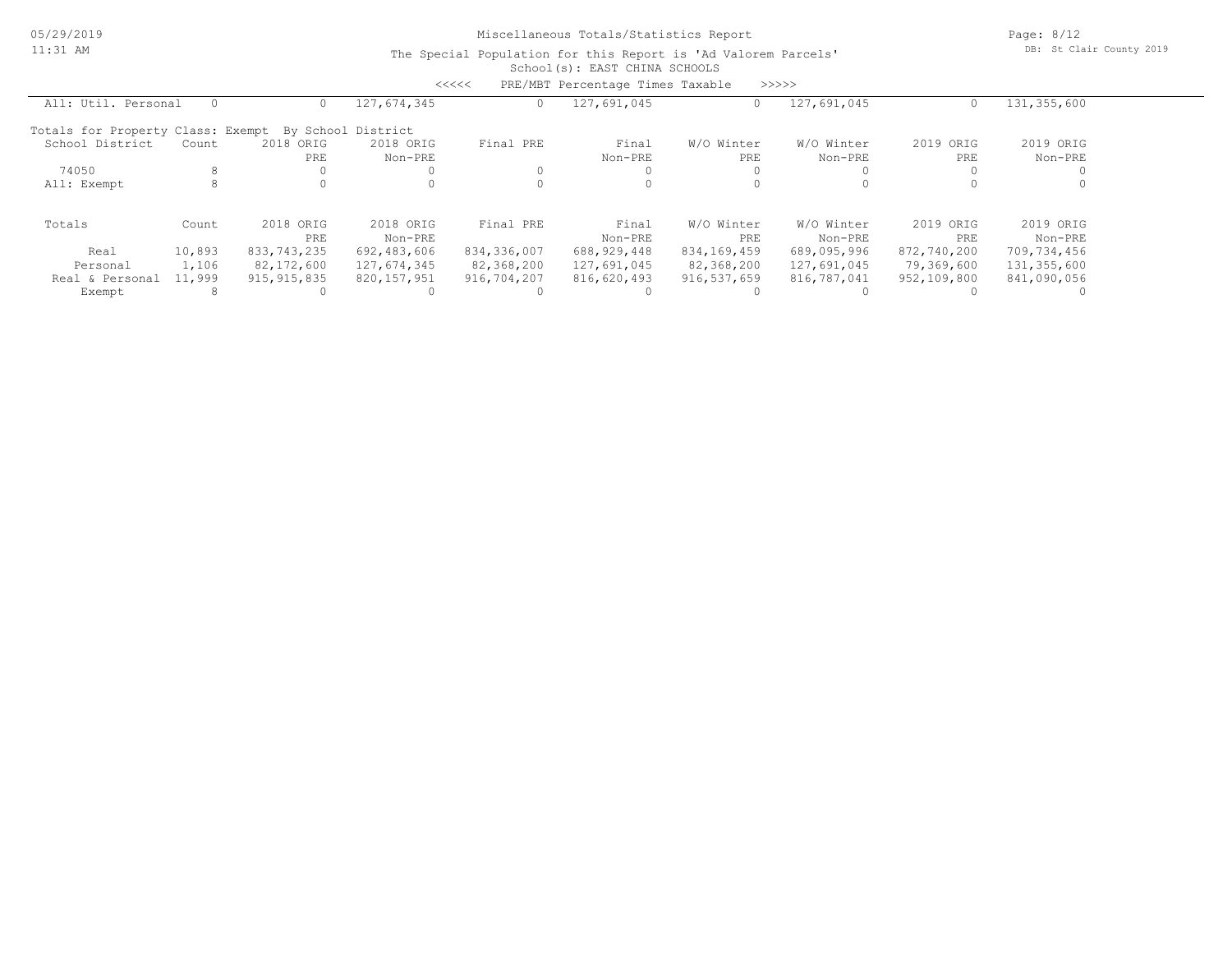Miscellaneous Totals/Statistics Report

The Special Population for this Report is 'Ad Valorem Parcels'

School(s): EAST CHINA SCHOOLS

<<<<< PRE/MBT Percentage Times Taxable >>>>>

| All: Util. Personal | 0 | 0 | 127,674,345 | 0 | 127,691,045 | 0 | 127,691,045 | 0 | 131,355,600 |
|---|---|---|---|---|---|---|---|---|---|

Totals for Property Class: Exempt By School District

| School District | Count | 2018 ORIG PRE | 2018 ORIG Non-PRE | Final PRE | Final Non-PRE | W/O Winter PRE | W/O Winter Non-PRE | 2019 ORIG PRE | 2019 ORIG Non-PRE |
|---|---|---|---|---|---|---|---|---|---|
| 74050 | 8 | 0 | 0 | 0 | 0 | 0 | 0 | 0 | 0 |
| All: Exempt | 8 | 0 | 0 | 0 | 0 | 0 | 0 | 0 | 0 |

| Totals | Count | 2018 ORIG PRE | 2018 ORIG Non-PRE | Final PRE | Final Non-PRE | W/O Winter PRE | W/O Winter Non-PRE | 2019 ORIG PRE | 2019 ORIG Non-PRE |
|---|---|---|---|---|---|---|---|---|---|
| Real | 10,893 | 833,743,235 | 692,483,606 | 834,336,007 | 688,929,448 | 834,169,459 | 689,095,996 | 872,740,200 | 709,734,456 |
| Personal | 1,106 | 82,172,600 | 127,674,345 | 82,368,200 | 127,691,045 | 82,368,200 | 127,691,045 | 79,369,600 | 131,355,600 |
| Real & Personal | 11,999 | 915,915,835 | 820,157,951 | 916,704,207 | 816,620,493 | 916,537,659 | 816,787,041 | 952,109,800 | 841,090,056 |
| Exempt | 8 | 0 | 0 | 0 | 0 | 0 | 0 | 0 | 0 |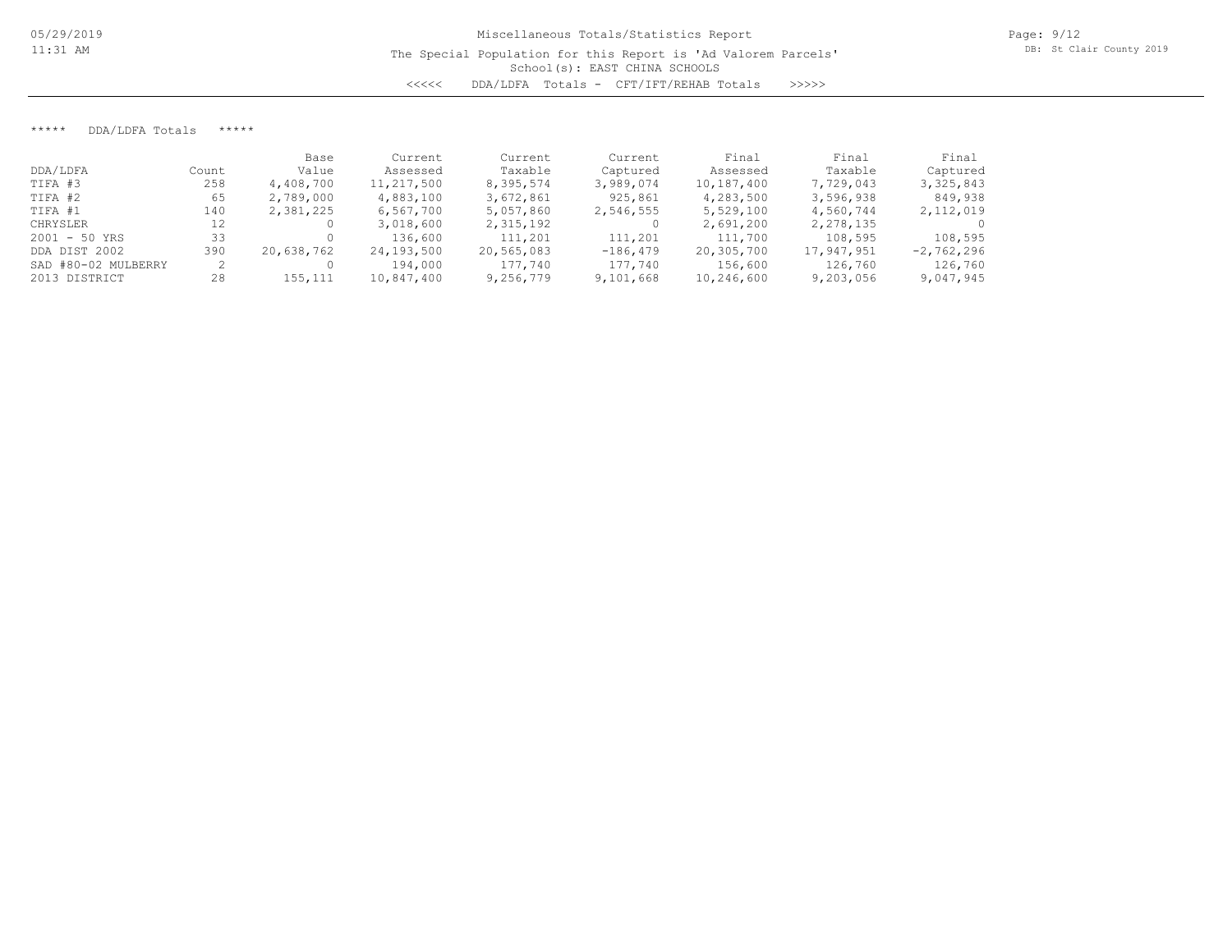Miscellaneous Totals/Statistics Report

The Special Population for this Report is 'Ad Valorem Parcels'

School(s): EAST CHINA SCHOOLS

<<<<< DDA/LDFA Totals - CFT/IFT/REHAB Totals >>>>>

***** DDA/LDFA Totals *****

| DDA/LDFA | Count | Base Value | Current Assessed | Current Taxable | Current Captured | Final Assessed | Final Taxable | Final Captured |
|---|---|---|---|---|---|---|---|---|
| TIFA #3 | 258 | 4,408,700 | 11,217,500 | 8,395,574 | 3,989,074 | 10,187,400 | 7,729,043 | 3,325,843 |
| TIFA #2 | 65 | 2,789,000 | 4,883,100 | 3,672,861 | 925,861 | 4,283,500 | 3,596,938 | 849,938 |
| TIFA #1 | 140 | 2,381,225 | 6,567,700 | 5,057,860 | 2,546,555 | 5,529,100 | 4,560,744 | 2,112,019 |
| CHRYSLER | 12 | 0 | 3,018,600 | 2,315,192 | 0 | 2,691,200 | 2,278,135 | 0 |
| 2001 - 50 YRS | 33 | 0 | 136,600 | 111,201 | 111,201 | 111,700 | 108,595 | 108,595 |
| DDA DIST 2002 | 390 | 20,638,762 | 24,193,500 | 20,565,083 | -186,479 | 20,305,700 | 17,947,951 | -2,762,296 |
| SAD #80-02 MULBERRY | 2 | 0 | 194,000 | 177,740 | 177,740 | 156,600 | 126,760 | 126,760 |
| 2013 DISTRICT | 28 | 155,111 | 10,847,400 | 9,256,779 | 9,101,668 | 10,246,600 | 9,203,056 | 9,047,945 |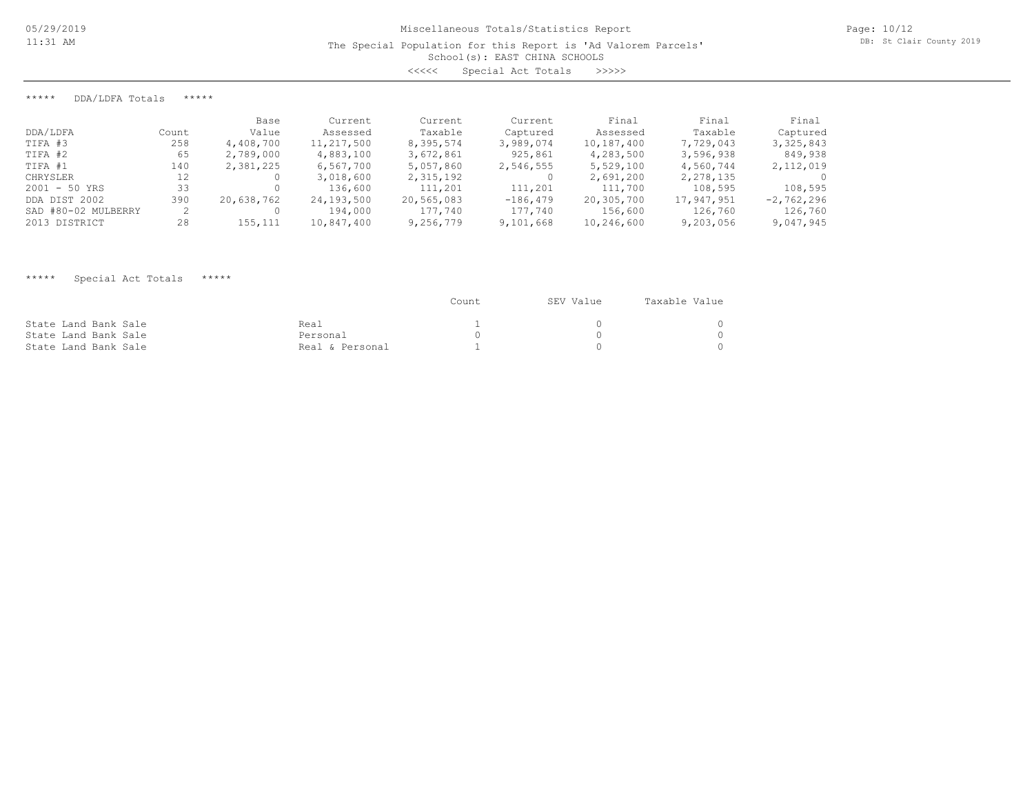# Miscellaneous Totals/Statistics Report

The Special Population for this Report is 'Ad Valorem Parcels'

School(s): EAST CHINA SCHOOLS

<<<<< Special Act Totals >>>>>

## ***** DDA/LDFA Totals *****

| DDA/LDFA | Count | Base Value | Current Assessed | Current Taxable | Current Captured | Final Assessed | Final Taxable | Final Captured |
|---|---|---|---|---|---|---|---|---|
| TIFA #3 | 258 | 4,408,700 | 11,217,500 | 8,395,574 | 3,989,074 | 10,187,400 | 7,729,043 | 3,325,843 |
| TIFA #2 | 65 | 2,789,000 | 4,883,100 | 3,672,861 | 925,861 | 4,283,500 | 3,596,938 | 849,938 |
| TIFA #1 | 140 | 2,381,225 | 6,567,700 | 5,057,860 | 2,546,555 | 5,529,100 | 4,560,744 | 2,112,019 |
| CHRYSLER | 12 | 0 | 3,018,600 | 2,315,192 | 0 | 2,691,200 | 2,278,135 | 0 |
| 2001 - 50 YRS | 33 | 0 | 136,600 | 111,201 | 111,201 | 111,700 | 108,595 | 108,595 |
| DDA DIST 2002 | 390 | 20,638,762 | 24,193,500 | 20,565,083 | -186,479 | 20,305,700 | 17,947,951 | -2,762,296 |
| SAD #80-02 MULBERRY | 2 | 0 | 194,000 | 177,740 | 177,740 | 156,600 | 126,760 | 126,760 |
| 2013 DISTRICT | 28 | 155,111 | 10,847,400 | 9,256,779 | 9,101,668 | 10,246,600 | 9,203,056 | 9,047,945 |

## ***** Special Act Totals *****

| | | Count | SEV Value | Taxable Value |
|---|---|---|---|---|
| State Land Bank Sale | Real | 1 | 0 | 0 |
| State Land Bank Sale | Personal | 0 | 0 | 0 |
| State Land Bank Sale | Real & Personal | 1 | 0 | 0 |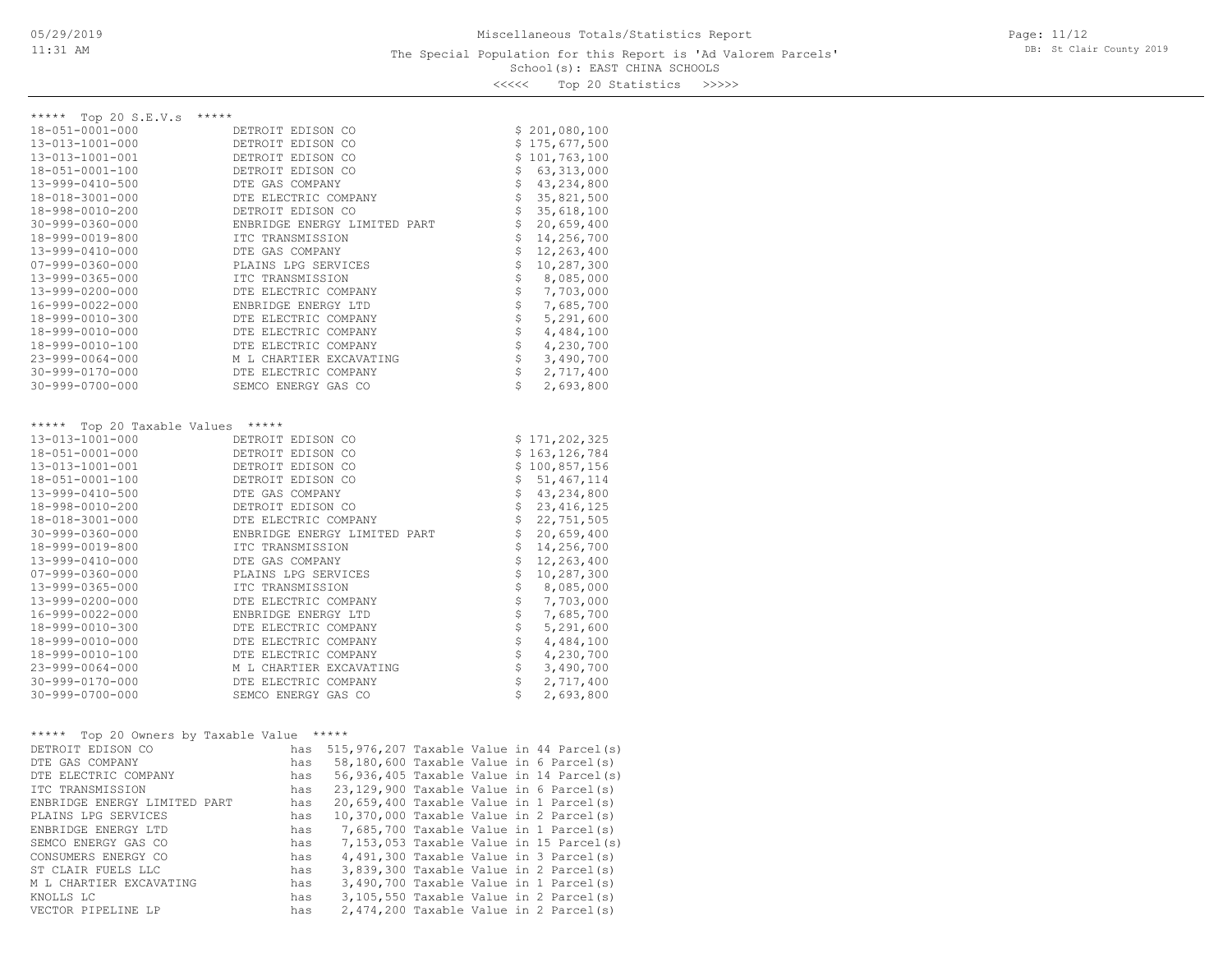Miscellaneous Totals/Statistics Report

The Special Population for this Report is 'Ad Valorem Parcels'

School(s): EAST CHINA SCHOOLS

<<<<< Top 20 Statistics >>>>>

## ***** Top 20 S.E.V.s *****

| Parcel | Owner | S.E.V. |
|---|---|---|
| 18-051-0001-000 | DETROIT EDISON CO | $ 201,080,100 |
| 13-013-1001-000 | DETROIT EDISON CO | $ 175,677,500 |
| 13-013-1001-001 | DETROIT EDISON CO | $ 101,763,100 |
| 18-051-0001-100 | DETROIT EDISON CO | $ 63,313,000 |
| 13-999-0410-500 | DTE GAS COMPANY | $ 43,234,800 |
| 18-018-3001-000 | DTE ELECTRIC COMPANY | $ 35,821,500 |
| 18-998-0010-200 | DETROIT EDISON CO | $ 35,618,100 |
| 30-999-0360-000 | ENBRIDGE ENERGY LIMITED PART | $ 20,659,400 |
| 18-999-0019-800 | ITC TRANSMISSION | $ 14,256,700 |
| 13-999-0410-000 | DTE GAS COMPANY | $ 12,263,400 |
| 07-999-0360-000 | PLAINS LPG SERVICES | $ 10,287,300 |
| 13-999-0365-000 | ITC TRANSMISSION | $ 8,085,000 |
| 13-999-0200-000 | DTE ELECTRIC COMPANY | $ 7,703,000 |
| 16-999-0022-000 | ENBRIDGE ENERGY LTD | $ 7,685,700 |
| 18-999-0010-300 | DTE ELECTRIC COMPANY | $ 5,291,600 |
| 18-999-0010-000 | DTE ELECTRIC COMPANY | $ 4,484,100 |
| 18-999-0010-100 | DTE ELECTRIC COMPANY | $ 4,230,700 |
| 23-999-0064-000 | M L CHARTIER EXCAVATING | $ 3,490,700 |
| 30-999-0170-000 | DTE ELECTRIC COMPANY | $ 2,717,400 |
| 30-999-0700-000 | SEMCO ENERGY GAS CO | $ 2,693,800 |

## ***** Top 20 Taxable Values *****

| Parcel | Owner | Taxable Value |
|---|---|---|
| 13-013-1001-000 | DETROIT EDISON CO | $ 171,202,325 |
| 18-051-0001-000 | DETROIT EDISON CO | $ 163,126,784 |
| 13-013-1001-001 | DETROIT EDISON CO | $ 100,857,156 |
| 18-051-0001-100 | DETROIT EDISON CO | $ 51,467,114 |
| 13-999-0410-500 | DTE GAS COMPANY | $ 43,234,800 |
| 18-998-0010-200 | DETROIT EDISON CO | $ 23,416,125 |
| 18-018-3001-000 | DTE ELECTRIC COMPANY | $ 22,751,505 |
| 30-999-0360-000 | ENBRIDGE ENERGY LIMITED PART | $ 20,659,400 |
| 18-999-0019-800 | ITC TRANSMISSION | $ 14,256,700 |
| 13-999-0410-000 | DTE GAS COMPANY | $ 12,263,400 |
| 07-999-0360-000 | PLAINS LPG SERVICES | $ 10,287,300 |
| 13-999-0365-000 | ITC TRANSMISSION | $ 8,085,000 |
| 13-999-0200-000 | DTE ELECTRIC COMPANY | $ 7,703,000 |
| 16-999-0022-000 | ENBRIDGE ENERGY LTD | $ 7,685,700 |
| 18-999-0010-300 | DTE ELECTRIC COMPANY | $ 5,291,600 |
| 18-999-0010-000 | DTE ELECTRIC COMPANY | $ 4,484,100 |
| 18-999-0010-100 | DTE ELECTRIC COMPANY | $ 4,230,700 |
| 23-999-0064-000 | M L CHARTIER EXCAVATING | $ 3,490,700 |
| 30-999-0170-000 | DTE ELECTRIC COMPANY | $ 2,717,400 |
| 30-999-0700-000 | SEMCO ENERGY GAS CO | $ 2,693,800 |

## ***** Top 20 Owners by Taxable Value *****

| Owner | | Taxable Value | Parcel(s) |
|---|---|---|---|
| DETROIT EDISON CO | has | 515,976,207 Taxable Value | in 44 Parcel(s) |
| DTE GAS COMPANY | has | 58,180,600 Taxable Value | in 6 Parcel(s) |
| DTE ELECTRIC COMPANY | has | 56,936,405 Taxable Value | in 14 Parcel(s) |
| ITC TRANSMISSION | has | 23,129,900 Taxable Value | in 6 Parcel(s) |
| ENBRIDGE ENERGY LIMITED PART | has | 20,659,400 Taxable Value | in 1 Parcel(s) |
| PLAINS LPG SERVICES | has | 10,370,000 Taxable Value | in 2 Parcel(s) |
| ENBRIDGE ENERGY LTD | has | 7,685,700 Taxable Value | in 1 Parcel(s) |
| SEMCO ENERGY GAS CO | has | 7,153,053 Taxable Value | in 15 Parcel(s) |
| CONSUMERS ENERGY CO | has | 4,491,300 Taxable Value | in 3 Parcel(s) |
| ST CLAIR FUELS LLC | has | 3,839,300 Taxable Value | in 2 Parcel(s) |
| M L CHARTIER EXCAVATING | has | 3,490,700 Taxable Value | in 1 Parcel(s) |
| KNOLLS LC | has | 3,105,550 Taxable Value | in 2 Parcel(s) |
| VECTOR PIPELINE LP | has | 2,474,200 Taxable Value | in 2 Parcel(s) |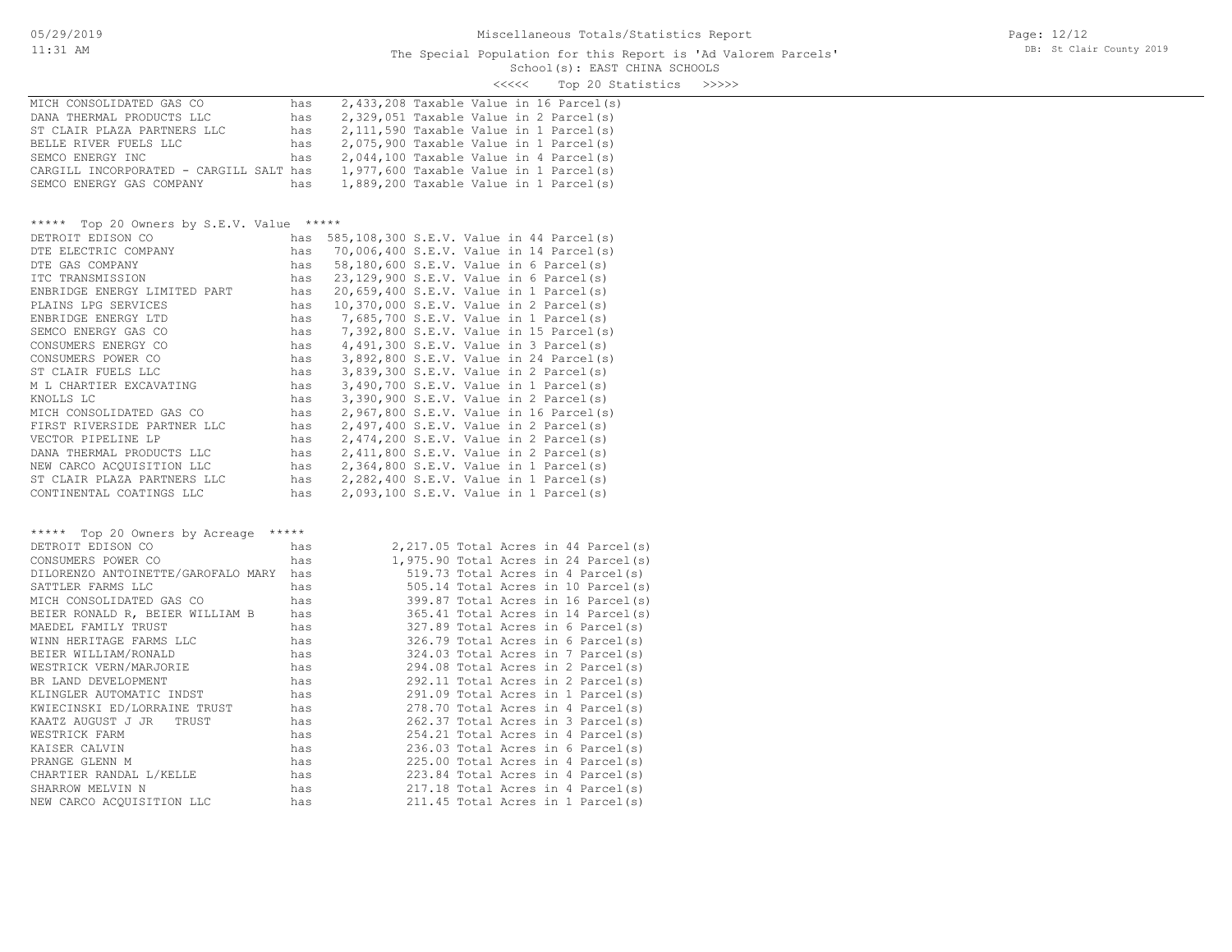Miscellaneous Totals/Statistics Report

The Special Population for this Report is 'Ad Valorem Parcels'

School(s): EAST CHINA SCHOOLS

<<<<< Top 20 Statistics >>>>>

```
MICH CONSOLIDATED GAS CO               has    2,433,208 Taxable Value in 16 Parcel(s)
DANA THERMAL PRODUCTS LLC              has    2,329,051 Taxable Value in 2 Parcel(s)
ST CLAIR PLAZA PARTNERS LLC            has    2,111,590 Taxable Value in 1 Parcel(s)
BELLE RIVER FUELS LLC                  has    2,075,900 Taxable Value in 1 Parcel(s)
SEMCO ENERGY INC                       has    2,044,100 Taxable Value in 4 Parcel(s)
CARGILL INCORPORATED - CARGILL SALT has    1,977,600 Taxable Value in 1 Parcel(s)
SEMCO ENERGY GAS COMPANY               has    1,889,200 Taxable Value in 1 Parcel(s)
```

***** Top 20 Owners by S.E.V. Value *****

```
DETROIT EDISON CO                      has  585,108,300 S.E.V. Value in 44 Parcel(s)
DTE ELECTRIC COMPANY                   has   70,006,400 S.E.V. Value in 14 Parcel(s)
DTE GAS COMPANY                        has   58,180,600 S.E.V. Value in 6 Parcel(s)
ITC TRANSMISSION                       has   23,129,900 S.E.V. Value in 6 Parcel(s)
ENBRIDGE ENERGY LIMITED PART           has   20,659,400 S.E.V. Value in 1 Parcel(s)
PLAINS LPG SERVICES                    has   10,370,000 S.E.V. Value in 2 Parcel(s)
ENBRIDGE ENERGY LTD                    has    7,685,700 S.E.V. Value in 1 Parcel(s)
SEMCO ENERGY GAS CO                    has    7,392,800 S.E.V. Value in 15 Parcel(s)
CONSUMERS ENERGY CO                    has    4,491,300 S.E.V. Value in 3 Parcel(s)
CONSUMERS POWER CO                     has    3,892,800 S.E.V. Value in 24 Parcel(s)
ST CLAIR FUELS LLC                     has    3,839,300 S.E.V. Value in 2 Parcel(s)
M L CHARTIER EXCAVATING                has    3,490,700 S.E.V. Value in 1 Parcel(s)
KNOLLS LC                              has    3,390,900 S.E.V. Value in 2 Parcel(s)
MICH CONSOLIDATED GAS CO               has    2,967,800 S.E.V. Value in 16 Parcel(s)
FIRST RIVERSIDE PARTNER LLC            has    2,497,400 S.E.V. Value in 2 Parcel(s)
VECTOR PIPELINE LP                     has    2,474,200 S.E.V. Value in 2 Parcel(s)
DANA THERMAL PRODUCTS LLC              has    2,411,800 S.E.V. Value in 2 Parcel(s)
NEW CARCO ACQUISITION LLC              has    2,364,800 S.E.V. Value in 1 Parcel(s)
ST CLAIR PLAZA PARTNERS LLC            has    2,282,400 S.E.V. Value in 1 Parcel(s)
CONTINENTAL COATINGS LLC               has    2,093,100 S.E.V. Value in 1 Parcel(s)
```

***** Top 20 Owners by Acreage *****

```
DETROIT EDISON CO                      has        2,217.05 Total Acres in 44 Parcel(s)
CONSUMERS POWER CO                     has        1,975.90 Total Acres in 24 Parcel(s)
DILORENZO ANTOINETTE/GAROFALO MARY     has          519.73 Total Acres in 4 Parcel(s)
SATTLER FARMS LLC                      has          505.14 Total Acres in 10 Parcel(s)
MICH CONSOLIDATED GAS CO               has          399.87 Total Acres in 16 Parcel(s)
BEIER RONALD R, BEIER WILLIAM B        has          365.41 Total Acres in 14 Parcel(s)
MAEDEL FAMILY TRUST                    has          327.89 Total Acres in 6 Parcel(s)
WINN HERITAGE FARMS LLC                has          326.79 Total Acres in 6 Parcel(s)
BEIER WILLIAM/RONALD                   has          324.03 Total Acres in 7 Parcel(s)
WESTRICK VERN/MARJORIE                 has          294.08 Total Acres in 2 Parcel(s)
BR LAND DEVELOPMENT                    has          292.11 Total Acres in 2 Parcel(s)
KLINGLER AUTOMATIC INDST               has          291.09 Total Acres in 1 Parcel(s)
KWIECINSKI ED/LORRAINE TRUST           has          278.70 Total Acres in 4 Parcel(s)
KAATZ AUGUST J JR   TRUST              has          262.37 Total Acres in 3 Parcel(s)
WESTRICK FARM                          has          254.21 Total Acres in 4 Parcel(s)
KAISER CALVIN                          has          236.03 Total Acres in 6 Parcel(s)
PRANGE GLENN M                         has          225.00 Total Acres in 4 Parcel(s)
CHARTIER RANDAL L/KELLE                has          223.84 Total Acres in 4 Parcel(s)
SHARROW MELVIN N                       has          217.18 Total Acres in 4 Parcel(s)
NEW CARCO ACQUISITION LLC              has          211.45 Total Acres in 1 Parcel(s)
```